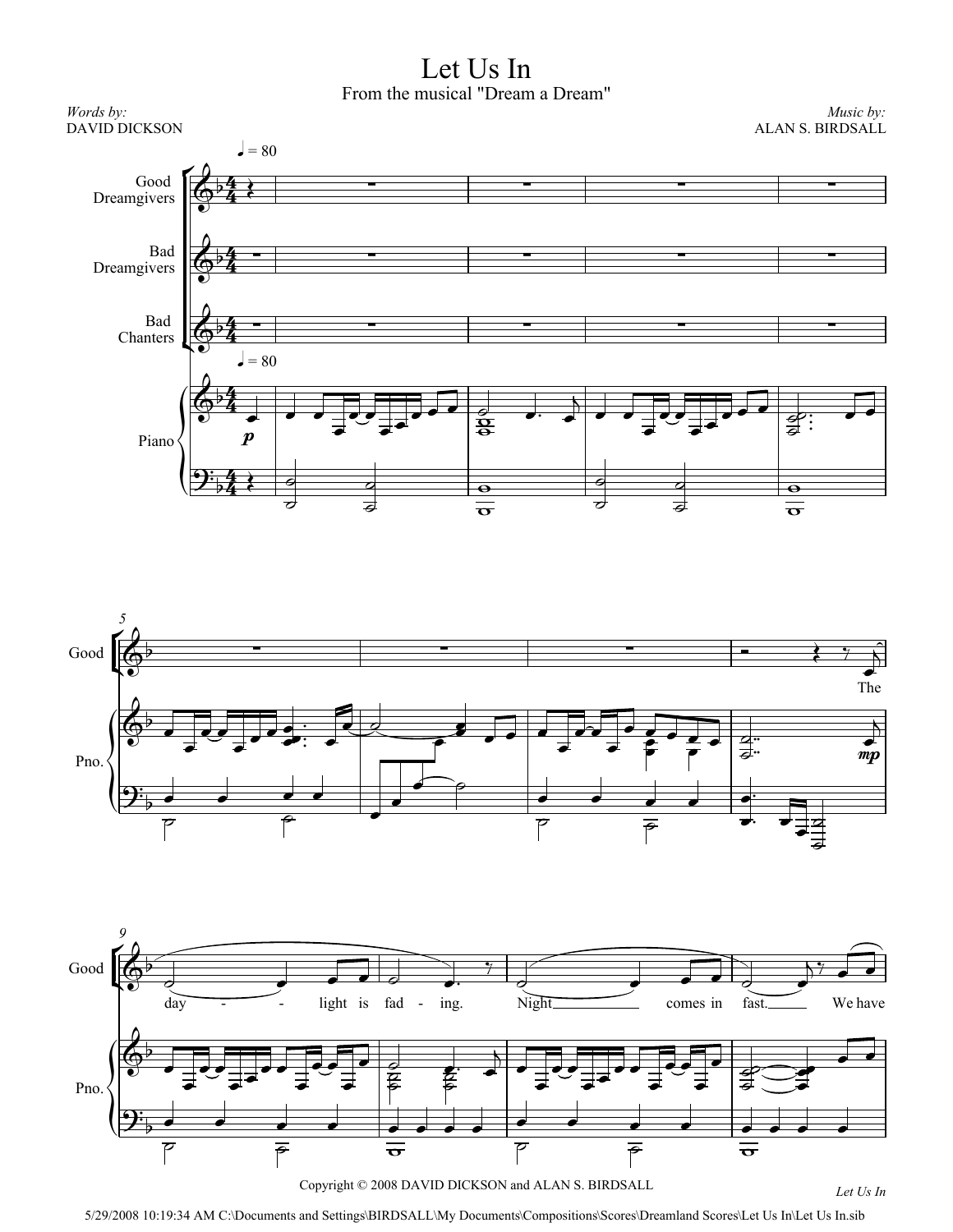# Let Us In

From the musical "Dream a Dream"

*Words by:*
DAVID DICKSON

*Music by:*
ALAN S. BIRDSALL

♩ = 80

Good Dreamgivers

Bad Dreamgivers

Bad Chanters

Piano

The day - - light is fad - ing. Night comes in fast. We have

Copyright © 2008 DAVID DICKSON and ALAN S. BIRDSALL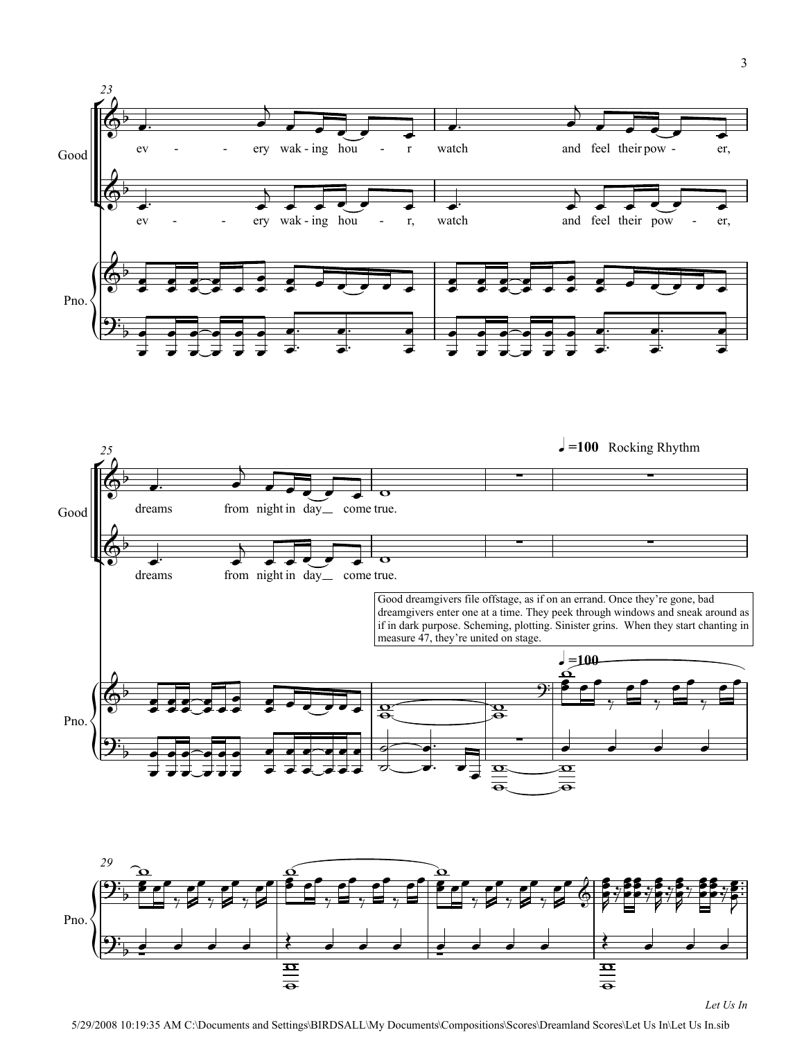Good

ev - - ery wak - ing hou - r watch and feel their pow - er,

ev - - ery wak - ing hou - r, watch and feel their pow - er,

Pno.

♩=100 Rocking Rhythm

dreams from night in day come true.

dreams from night in day come true.

Good dreamgivers file offstage, as if on an errand. Once they're gone, bad dreamgivers enter one at a time. They peek through windows and sneak around as if in dark purpose. Scheming, plotting. Sinister grins. When they start chanting in measure 47, they're united on stage.

♩=100

Pno.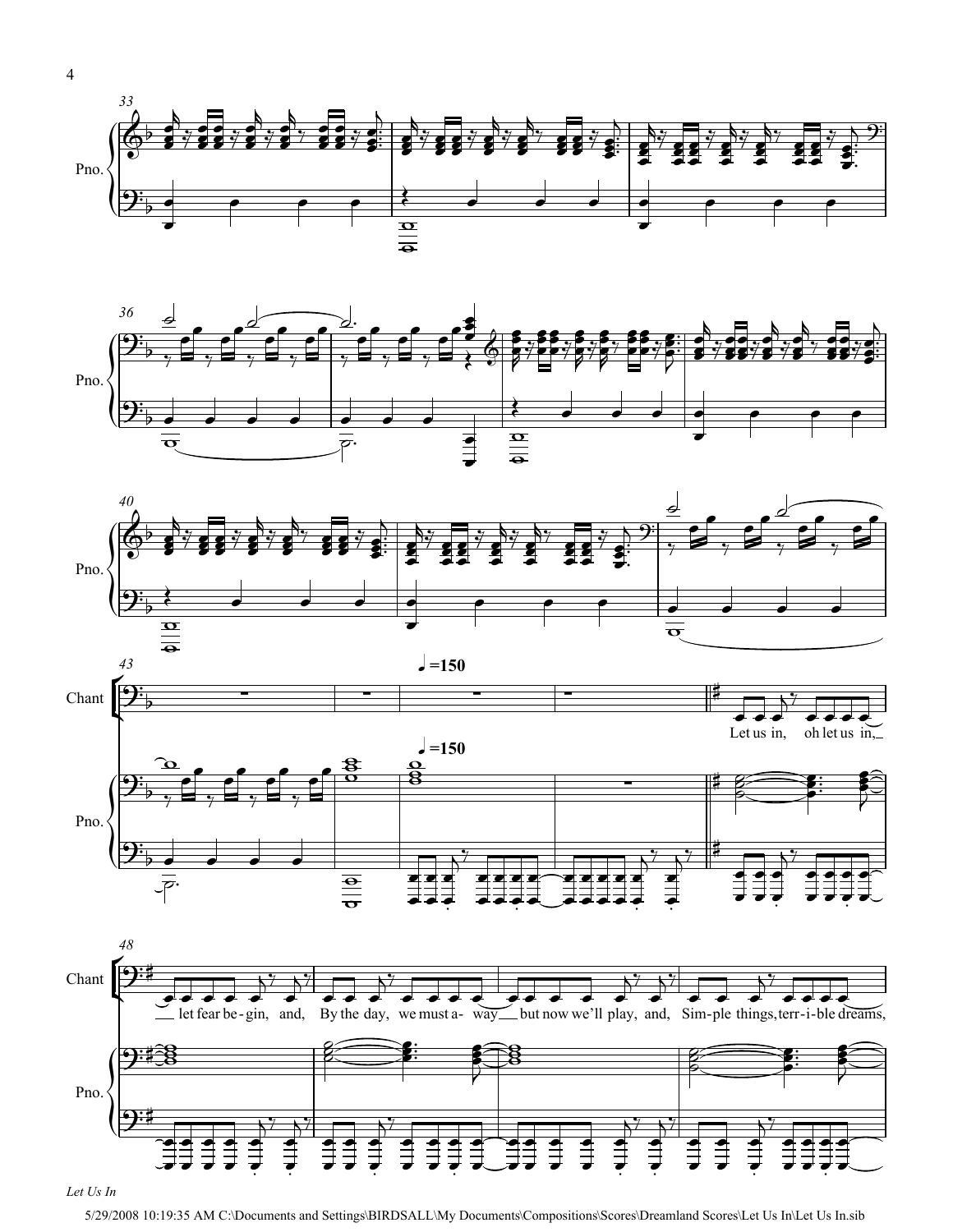Pno.

Chant

♩=150

Let us in, oh let us in, let fear be-gin, and, By the day, we must a- way but now we'll play, and, Sim-ple things, terr-i-ble dreams,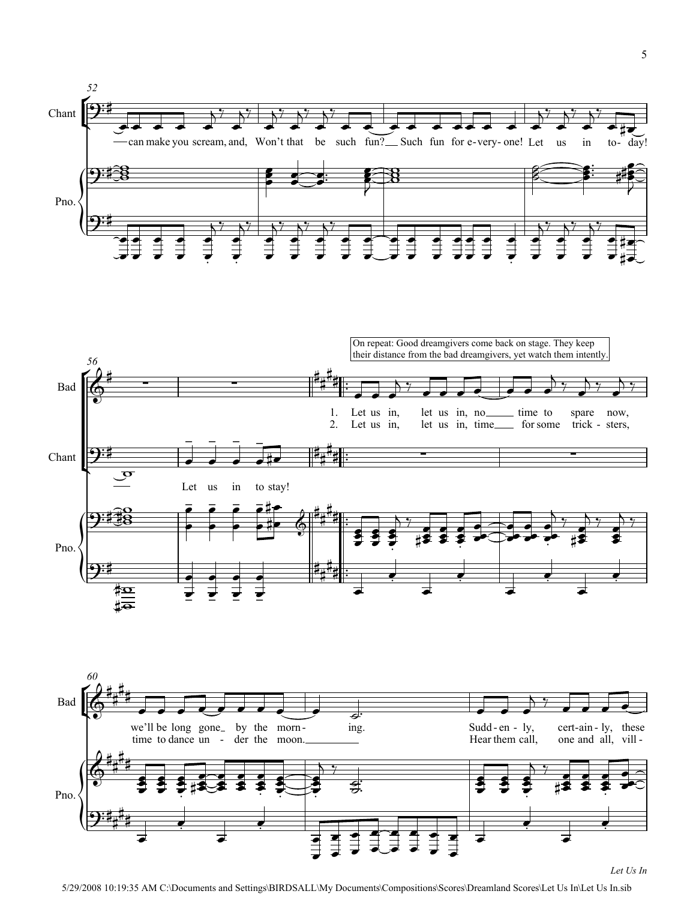On repeat: Good dreamgivers come back on stage. They keep their distance from the bad dreamgivers, yet watch them intently.

Chant: can make you scream, and, Won't that be such fun? Such fun for e-very-one! Let us in to-day! Let us in to stay!

Bad:
1. Let us in, let us in, no time to spare now, we'll be long gone by the morn- ing. Sudd-en-ly, cert-ain-ly, these
2. Let us in, let us in, time for some trick-sters, time to dance un-der the moon. Hear them call, one and all, vill-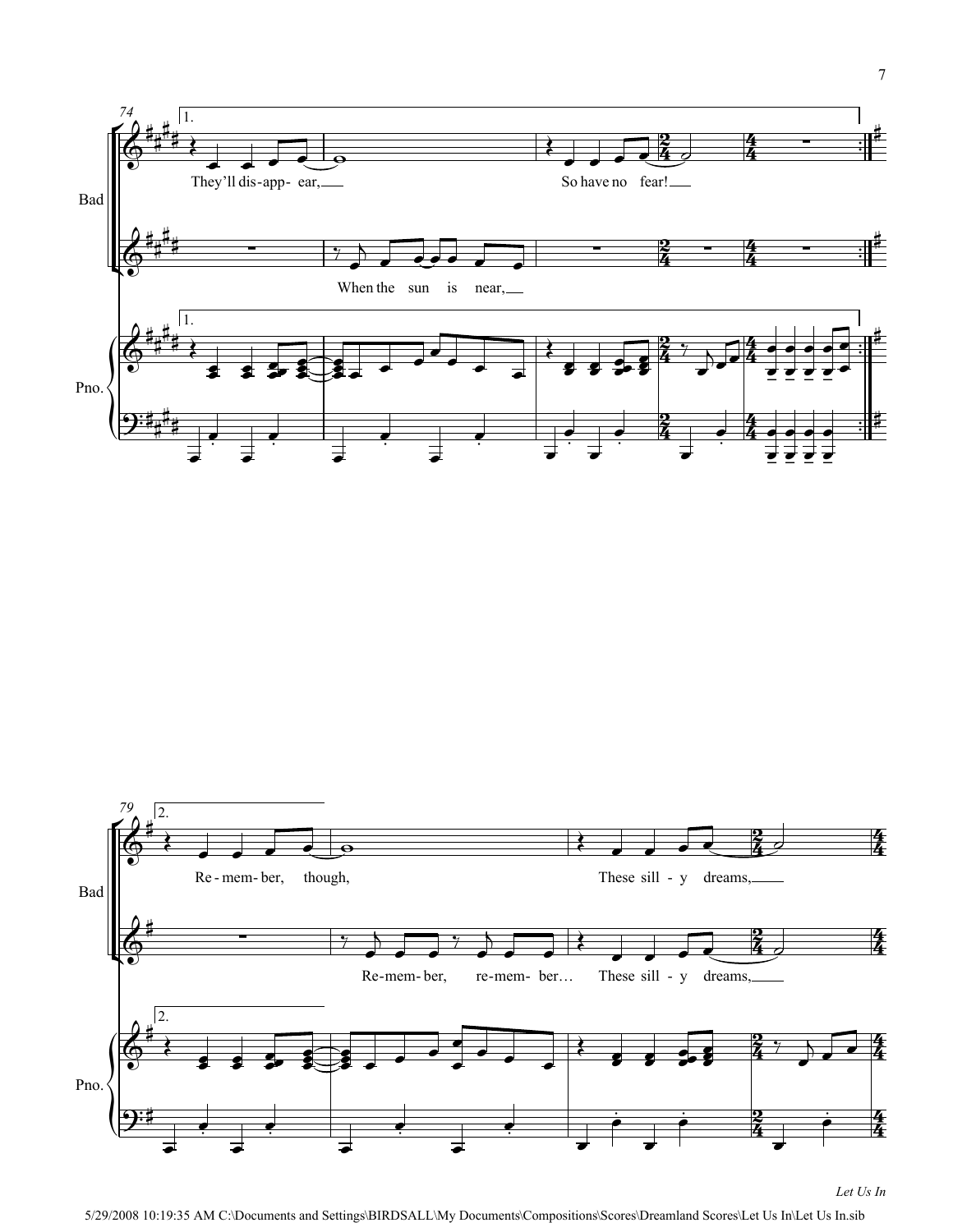74

1.

Bad

They'll dis-app- ear,

So have no fear!

When the sun is near,

Pno.

79

2.

Re-mem-ber, though,

These sill - y dreams,

Re-mem-ber, re-mem- ber…

These sill - y dreams,

*Let Us In*

5/29/2008 10:19:35 AM C:\Documents and Settings\BIRDSALL\My Documents\Compositions\Scores\Dreamland Scores\Let Us In\Let Us In.sib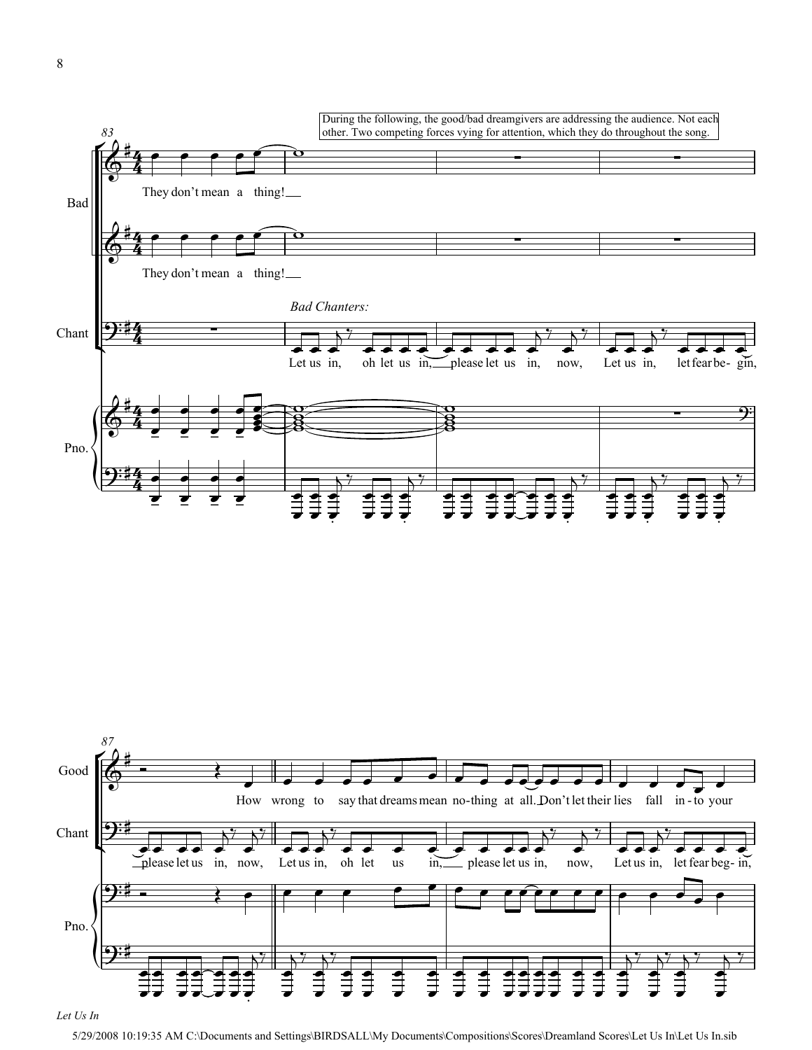During the following, the good/bad dreamgivers are addressing the audience. Not each other. Two competing forces vying for attention, which they do throughout the song.

83

Bad

They don't mean a thing!

They don't mean a thing!

*Bad Chanters:*

Chant

Let us in, oh let us in, please let us in, now, Let us in, let fear be- gin,

Pno.

87

Good

How wrong to say that dreams mean no-thing at all. Don't let their lies fall in-to your

Chant

please let us in, now, Let us in, oh let us in, please let us in, now, Let us in, let fear beg- in,

Pno.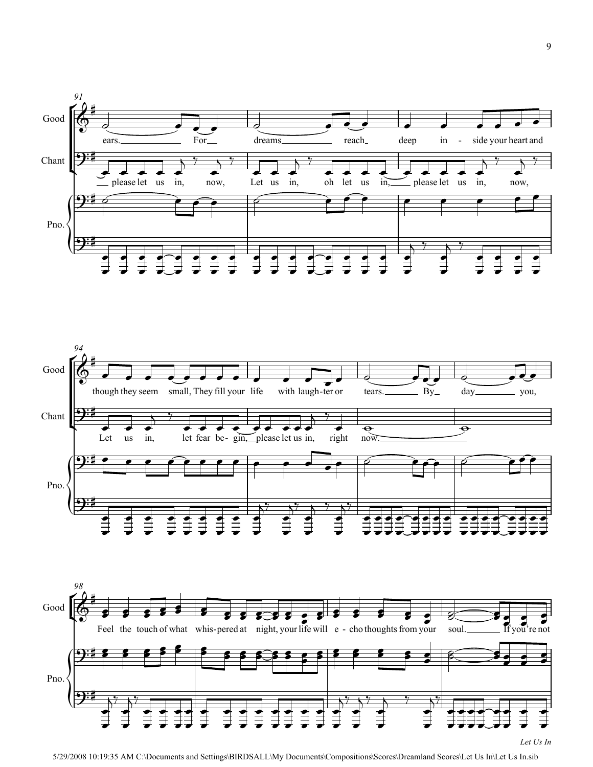91

Good: ears. For dreams reach deep in - side your heart and

Chant: please let us in, now, Let us in, oh let us in, please let us in, now,

Pno.

94

Good: though they seem small, They fill your life with laugh-ter or tears. By day you,

Chant: Let us in, let fear be- gin, please let us in, right now.

Pno.

98

Good: Feel the touch of what whis-pered at night, your life will e - cho thoughts from your soul. If you're not

Pno.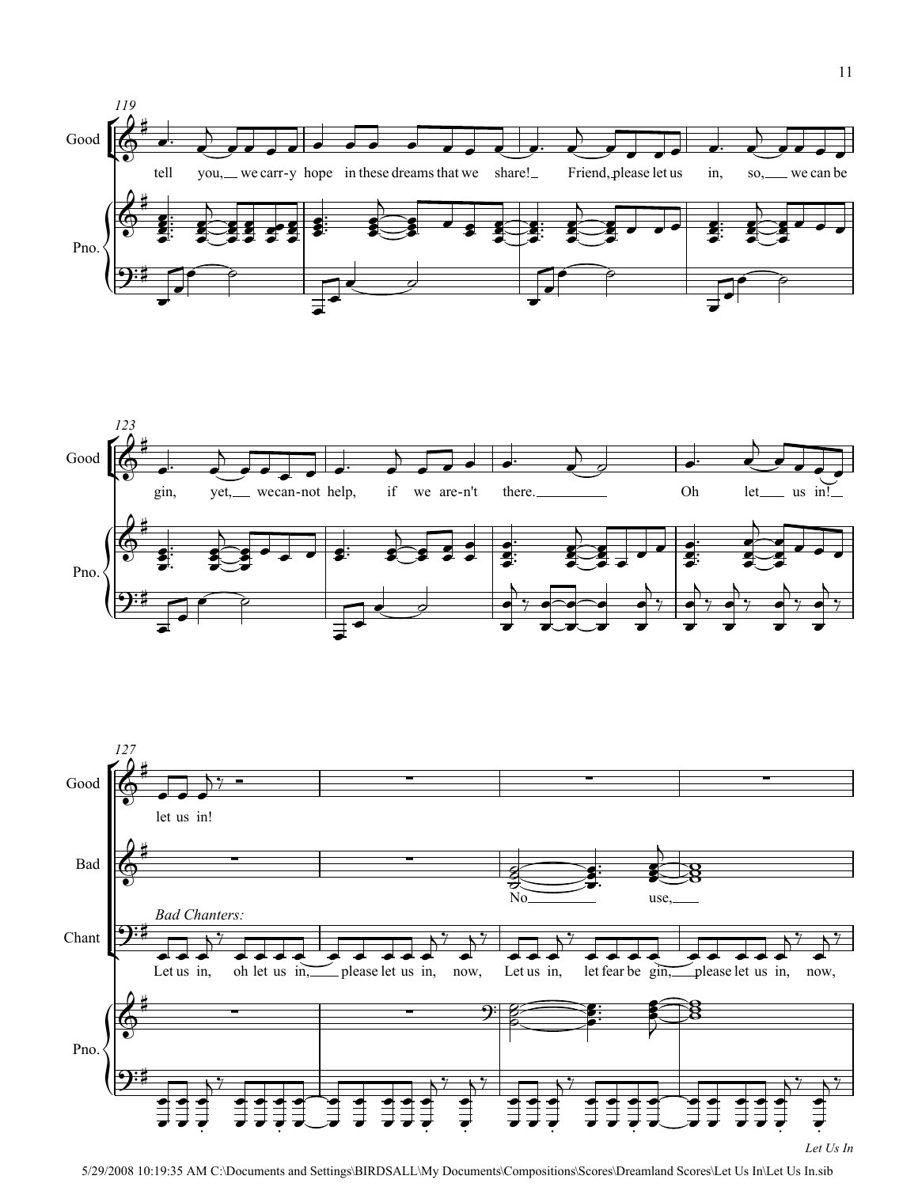119

Good: tell you, we carr-y hope in these dreams that we share! Friend, please let us in, so, we can be

Pno.

123

Good: gin, yet, we can-not help, if we are-n't there. Oh let us in!

Pno.

127

Good: let us in!

Bad: No use,

*Bad Chanters:*

Chant: Let us in, oh let us in, please let us in, now, Let us in, let fear be gin, please let us in, now,

Pno.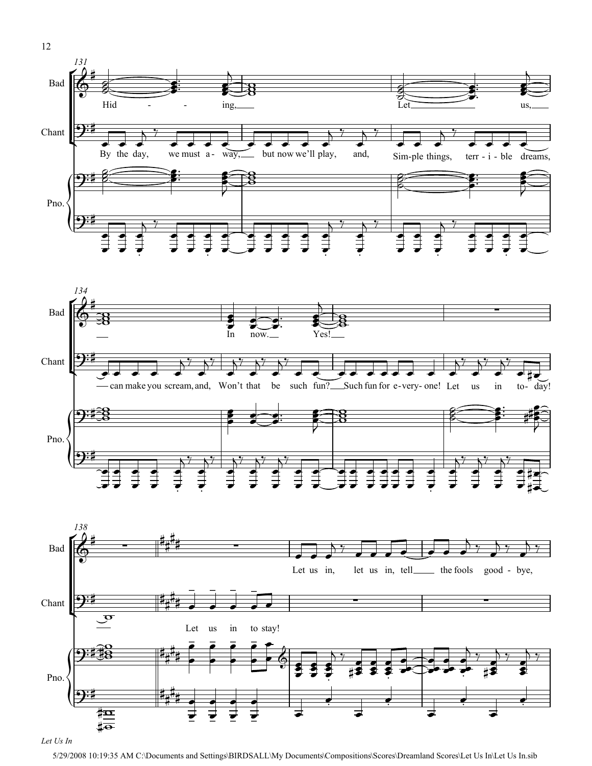131

Bad: Hid - - ing, Let us,

Chant: By the day, we must a - way, but now we'll play, and, Sim-ple things, terr - i - ble dreams,

Pno.

134

Bad: In now. Yes!

Chant: can make you scream, and, Won't that be such fun? Such fun for e - very - one! Let us in to - day!

Pno.

138

Bad: Let us in, let us in, tell the fools good - bye,

Chant: Let us in to stay!

Pno.

*Let Us In*

5/29/2008 10:19:35 AM C:\Documents and Settings\BIRDSALL\My Documents\Compositions\Scores\Dreamland Scores\Let Us In\Let Us In.sib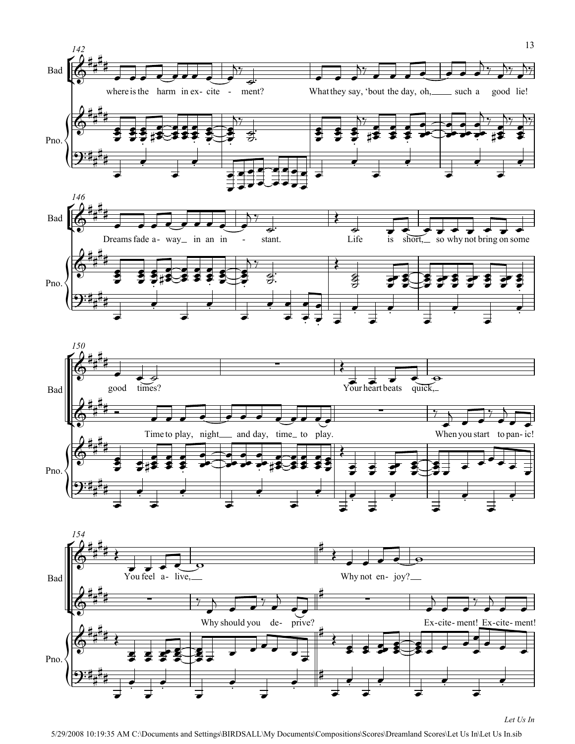142

Bad: where is the harm in ex- cite - ment? What they say, 'bout the day, oh, such a good lie!

146

Bad: Dreams fade a- way in an in - stant. Life is short, so why not bring on some

150

Bad: good times? Your heart beats quick,

Time to play, night and day, time to play. When you start to pan- ic!

154

Bad: You feel a- live, Why not en- joy?

Why should you de- prive? Ex- cite- ment! Ex- cite- ment!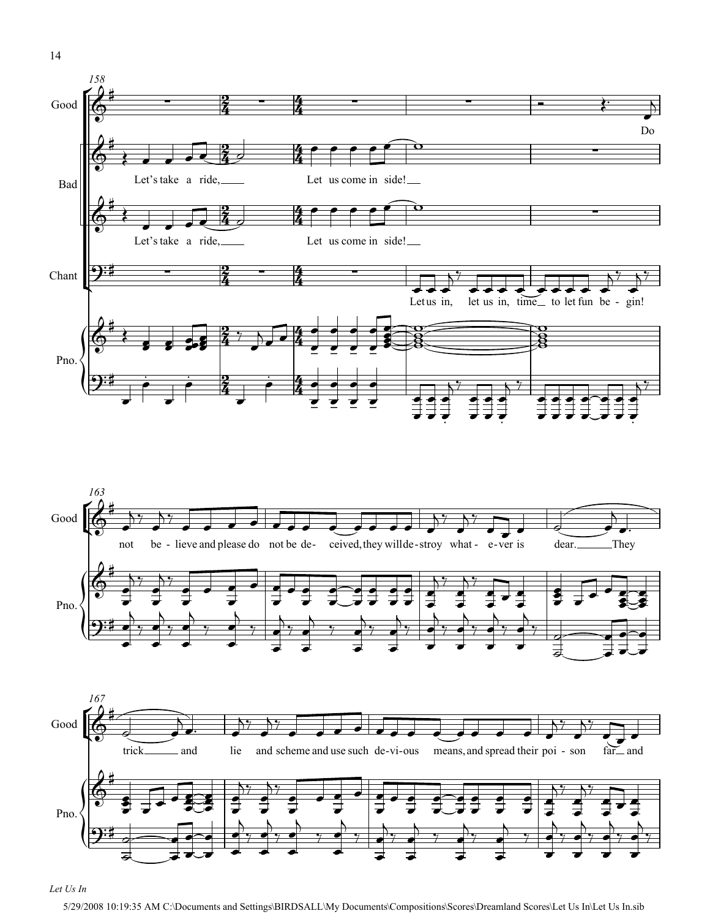158

**Good:** Do

**Bad:** Let's take a ride, Let us come in side!

**Bad:** Let's take a ride, Let us come in side!

**Chant:** Let us in, let us in, time to let fun be - gin!

**Pno.**

163

**Good:** not be - lieve and please do not be de - ceived, they will de - stroy what - e - ver is dear. They

**Pno.**

167

**Good:** trick and lie and scheme and use such de - vi - ous means, and spread their poi - son far and

**Pno.**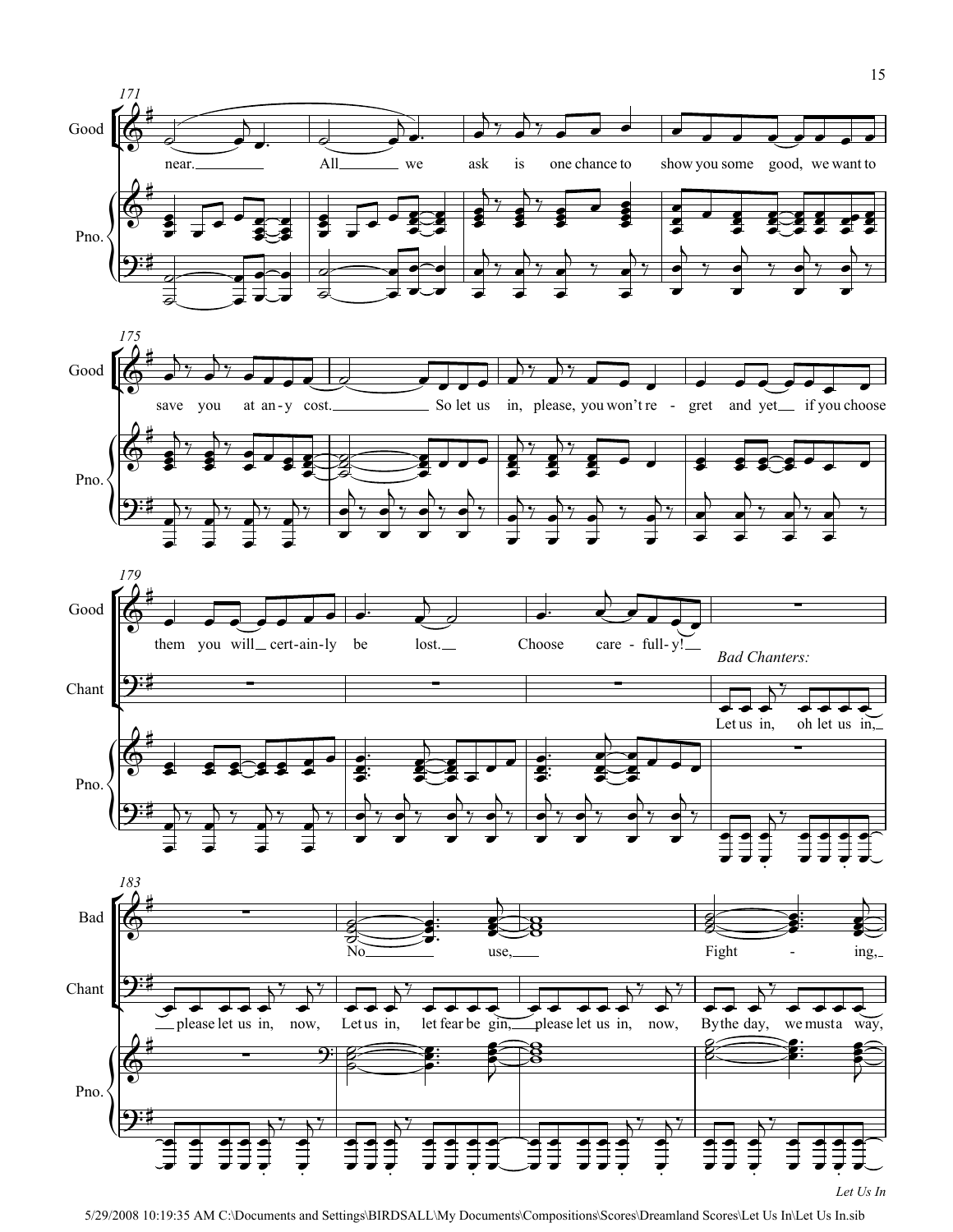171

Good: near. All we ask is one chance to show you some good, we want to

175

Good: save you at an-y cost. So let us in, please, you won't re - gret and yet if you choose

179

Good: them you will cert-ain-ly be lost. Choose care - full-y!

*Bad Chanters:*

Chant: Let us in, oh let us in,

183

Bad: No use, Fight - ing,

Chant: please let us in, now, Let us in, let fear be gin, please let us in, now, By the day, we must a way,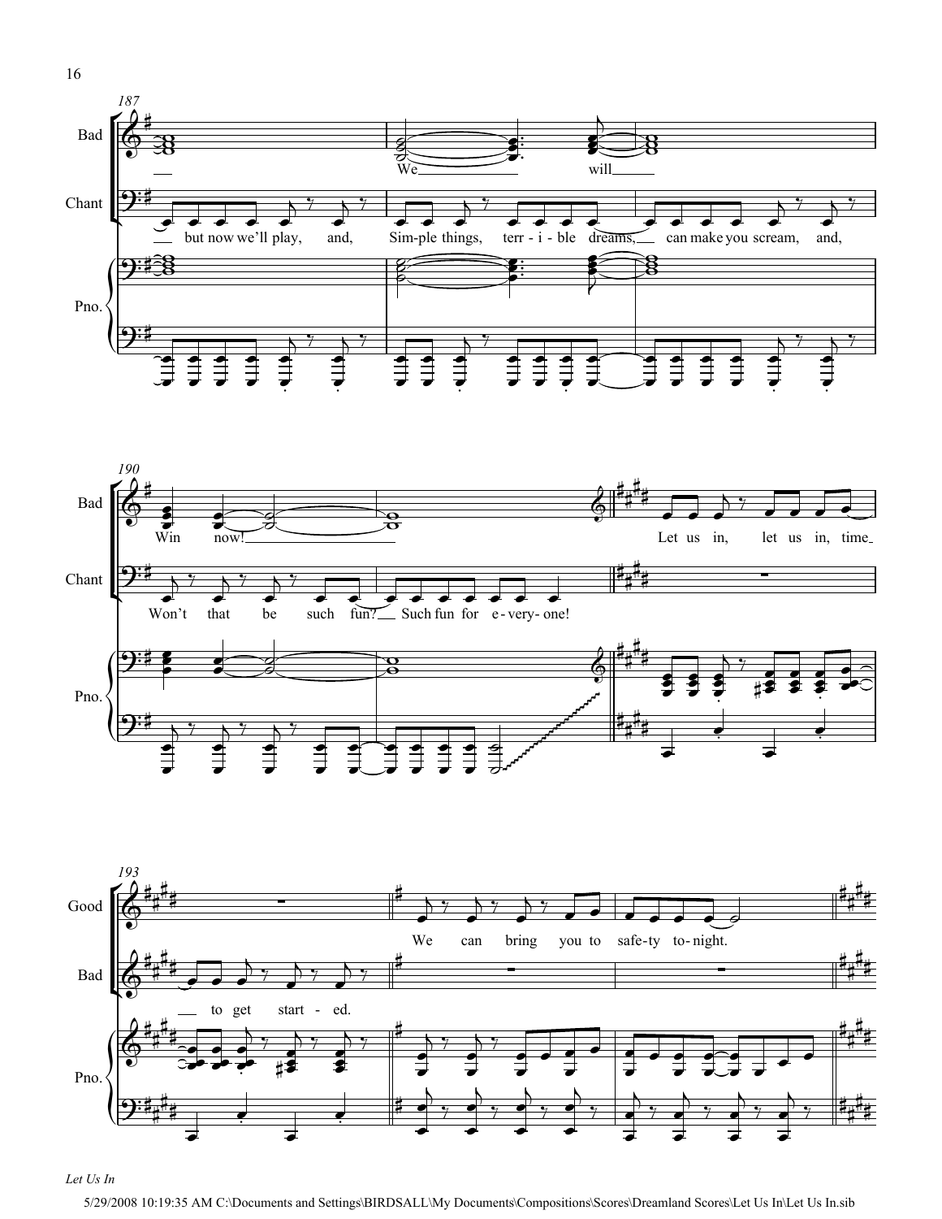187

Bad

We will

Chant

but now we'll play, and, Sim-ple things, terr - i - ble dreams, can make you scream, and,

Pno.

190

Bad

Win now! Let us in, let us in, time

Chant

Won't that be such fun? Such fun for e - very- one!

Pno.

193

Good

We can bring you to safe-ty to - night.

Bad

to get start - ed.

Pno.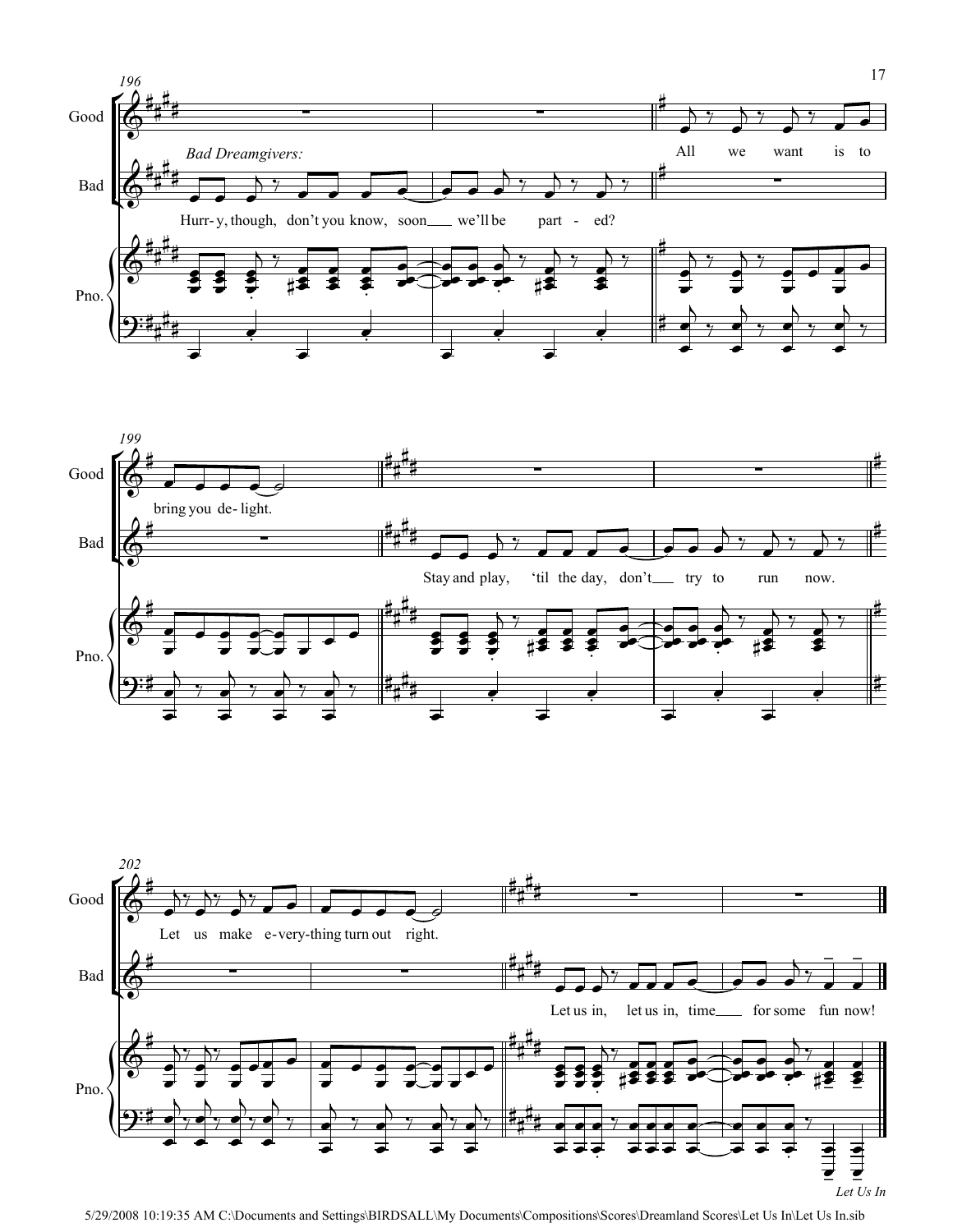196

Good

Bad

*Bad Dreamgivers:*

Hurr-y, though, don't you know, soon we'll be part - ed?

All we want is to

Pno.

199

bring you de- light.

Stay and play, 'til the day, don't try to run now.

202

Let us make e-very-thing turn out right.

Let us in, let us in, time for some fun now!

*Let Us In*

5/29/2008 10:19:35 AM C:\Documents and Settings\BIRDSALL\My Documents\Compositions\Scores\Dreamland Scores\Let Us In\Let Us In.sib